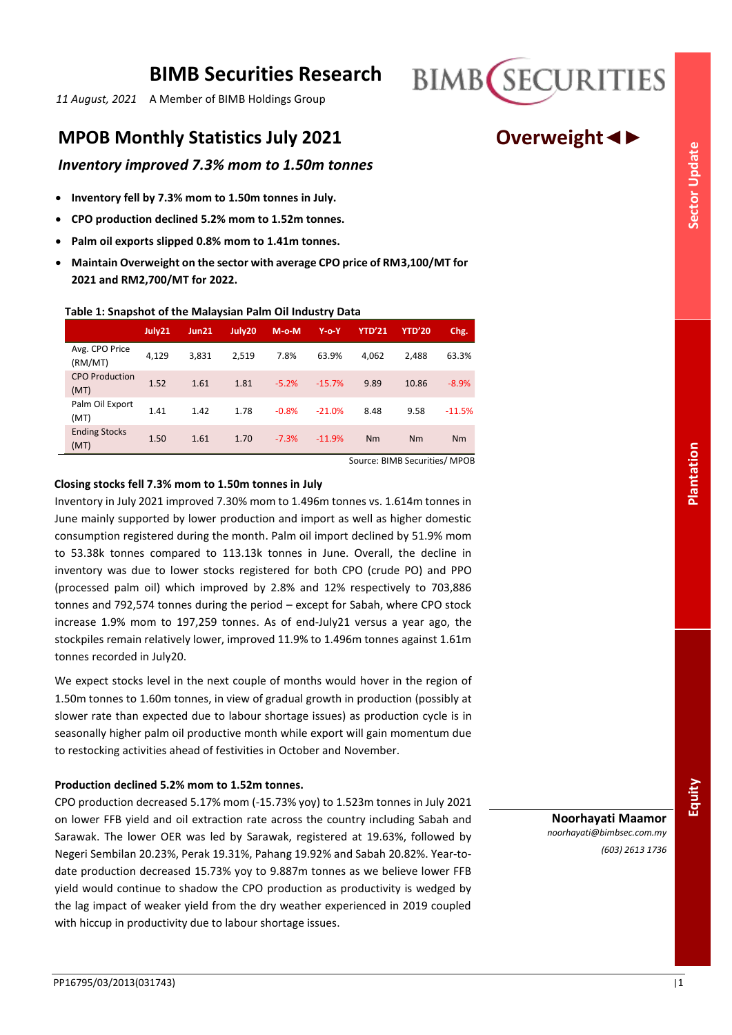# BIMB Securities Research

*11 August, 2021* A Member of BIMB Holdings Group

BIMB SECURITIES

Sector Update | Plantation | Equity

## MPOB Monthly Statistics July 2021

**Overweight ◄►**

### *Inventory improved 7.3% mom to 1.50m tonnes*

- **Inventory fell by 7.3% mom to 1.50m tonnes in July.**
- **CPO production declined 5.2% mom to 1.52m tonnes.**
- **Palm oil exports slipped 0.8% mom to 1.41m tonnes.**
- **Maintain Overweight on the sector with average CPO price of RM3,100/MT for 2021 and RM2,700/MT for 2022.**

**Table 1: Snapshot of the Malaysian Palm Oil Industry Data**

| | July21 | Jun21 | July20 | M-o-M | Y-o-Y | YTD'21 | YTD'20 | Chg. |
|---|---|---|---|---|---|---|---|---|
| Avg. CPO Price (RM/MT) | 4,129 | 3,831 | 2,519 | 7.8% | 63.9% | 4,062 | 2,488 | 63.3% |
| CPO Production (MT) | 1.52 | 1.61 | 1.81 | -5.2% | -15.7% | 9.89 | 10.86 | -8.9% |
| Palm Oil Export (MT) | 1.41 | 1.42 | 1.78 | -0.8% | -21.0% | 8.48 | 9.58 | -11.5% |
| Ending Stocks (MT) | 1.50 | 1.61 | 1.70 | -7.3% | -11.9% | Nm | Nm | Nm |

Source: BIMB Securities/ MPOB

**Closing stocks fell 7.3% mom to 1.50m tonnes in July**

Inventory in July 2021 improved 7.30% mom to 1.496m tonnes vs. 1.614m tonnes in June mainly supported by lower production and import as well as higher domestic consumption registered during the month. Palm oil import declined by 51.9% mom to 53.38k tonnes compared to 113.13k tonnes in June. Overall, the decline in inventory was due to lower stocks registered for both CPO (crude PO) and PPO (processed palm oil) which improved by 2.8% and 12% respectively to 703,886 tonnes and 792,574 tonnes during the period – except for Sabah, where CPO stock increase 1.9% mom to 197,259 tonnes. As of end-July21 versus a year ago, the stockpiles remain relatively lower, improved 11.9% to 1.496m tonnes against 1.61m tonnes recorded in July20.

We expect stocks level in the next couple of months would hover in the region of 1.50m tonnes to 1.60m tonnes, in view of gradual growth in production (possibly at slower rate than expected due to labour shortage issues) as production cycle is in seasonally higher palm oil productive month while export will gain momentum due to restocking activities ahead of festivities in October and November.

**Production declined 5.2% mom to 1.52m tonnes.**

CPO production decreased 5.17% mom (-15.73% yoy) to 1.523m tonnes in July 2021 on lower FFB yield and oil extraction rate across the country including Sabah and Sarawak. The lower OER was led by Sarawak, registered at 19.63%, followed by Negeri Sembilan 20.23%, Perak 19.31%, Pahang 19.92% and Sabah 20.82%. Year-to-date production decreased 15.73% yoy to 9.887m tonnes as we believe lower FFB yield would continue to shadow the CPO production as productivity is wedged by the lag impact of weaker yield from the dry weather experienced in 2019 coupled with hiccup in productivity due to labour shortage issues.

**Noorhayati Maamor**
*noorhayati@bimbsec.com.my*
*(603) 2613 1736*

PP16795/03/2013(031743)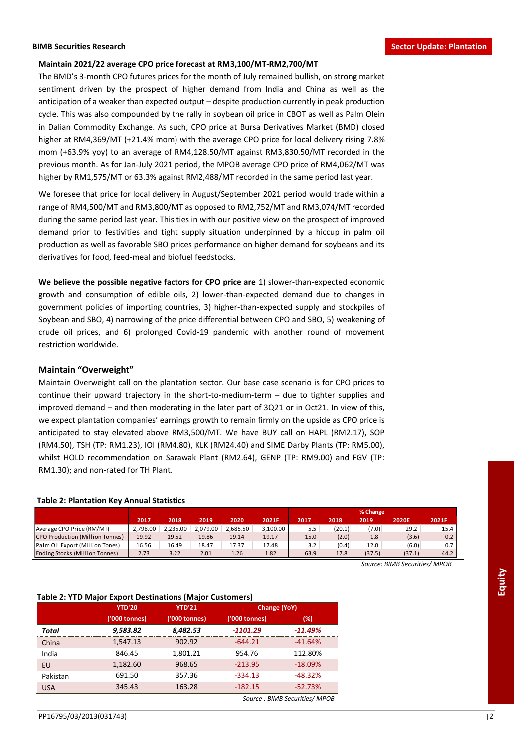**Maintain 2021/22 average CPO price forecast at RM3,100/MT-RM2,700/MT**

The BMD's 3-month CPO futures prices for the month of July remained bullish, on strong market sentiment driven by the prospect of higher demand from India and China as well as the anticipation of a weaker than expected output – despite production currently in peak production cycle. This was also compounded by the rally in soybean oil price in CBOT as well as Palm Olein in Dalian Commodity Exchange. As such, CPO price at Bursa Derivatives Market (BMD) closed higher at RM4,369/MT (+21.4% mom) with the average CPO price for local delivery rising 7.8% mom (+63.9% yoy) to an average of RM4,128.50/MT against RM3,830.50/MT recorded in the previous month. As for Jan-July 2021 period, the MPOB average CPO price of RM4,062/MT was higher by RM1,575/MT or 63.3% against RM2,488/MT recorded in the same period last year.

We foresee that price for local delivery in August/September 2021 period would trade within a range of RM4,500/MT and RM3,800/MT as opposed to RM2,752/MT and RM3,074/MT recorded during the same period last year. This ties in with our positive view on the prospect of improved demand prior to festivities and tight supply situation underpinned by a hiccup in palm oil production as well as favorable SBO prices performance on higher demand for soybeans and its derivatives for food, feed-meal and biofuel feedstocks.

**We believe the possible negative factors for CPO price are** 1) slower-than-expected economic growth and consumption of edible oils, 2) lower-than-expected demand due to changes in government policies of importing countries, 3) higher-than-expected supply and stockpiles of Soybean and SBO, 4) narrowing of the price differential between CPO and SBO, 5) weakening of crude oil prices, and 6) prolonged Covid-19 pandemic with another round of movement restriction worldwide.

## Maintain "Overweight"

Maintain Overweight call on the plantation sector. Our base case scenario is for CPO prices to continue their upward trajectory in the short-to-medium-term – due to tighter supplies and improved demand – and then moderating in the later part of 3Q21 or in Oct21. In view of this, we expect plantation companies' earnings growth to remain firmly on the upside as CPO price is anticipated to stay elevated above RM3,500/MT. We have BUY call on HAPL (RM2.17), SOP (RM4.50), TSH (TP: RM1.23), IOI (RM4.80), KLK (RM24.40) and SIME Darby Plants (TP: RM5.00), whilst HOLD recommendation on Sarawak Plant (RM2.64), GENP (TP: RM9.00) and FGV (TP: RM1.30); and non-rated for TH Plant.

**Table 2: Plantation Key Annual Statistics**

| | 2017 | 2018 | 2019 | 2020 | 2021F | % Change 2017 | 2018 | 2019 | 2020E | 2021F |
|---|---|---|---|---|---|---|---|---|---|---|
| Average CPO Price (RM/MT) | 2,798.00 | 2,235.00 | 2,079.00 | 2,685.50 | 3,100.00 | 5.5 | (20.1) | (7.0) | 29.2 | 15.4 |
| CPO Production (Million Tonnes) | 19.92 | 19.52 | 19.86 | 19.14 | 19.17 | 15.0 | (2.0) | 1.8 | (3.6) | 0.2 |
| Palm Oil Export (Million Tones) | 16.56 | 16.49 | 18.47 | 17.37 | 17.48 | 3.2 | (0.4) | 12.0 | (6.0) | 0.7 |
| Ending Stocks (Million Tonnes) | 2.73 | 3.22 | 2.01 | 1.26 | 1.82 | 63.9 | 17.8 | (37.5) | (37.1) | 44.2 |

*Source: BIMB Securities/ MPOB*

**Table 2: YTD Major Export Destinations (Major Customers)**

| | YTD'20 | YTD'21 | Change (YoY) | |
|---|---|---|---|---|
| | ('000 tonnes) | ('000 tonnes) | ('000 tonnes) | (%) |
| ***Total*** | ***9,583.82*** | ***8,482.53*** | ***-1101.29*** | ***-11.49%*** |
| China | 1,547.13 | 902.92 | -644.21 | -41.64% |
| India | 846.45 | 1,801.21 | 954.76 | 112.80% |
| EU | 1,182.60 | 968.65 | -213.95 | -18.09% |
| Pakistan | 691.50 | 357.36 | -334.13 | -48.32% |
| USA | 345.43 | 163.28 | -182.15 | -52.73% |

*Source : BIMB Securities/ MPOB*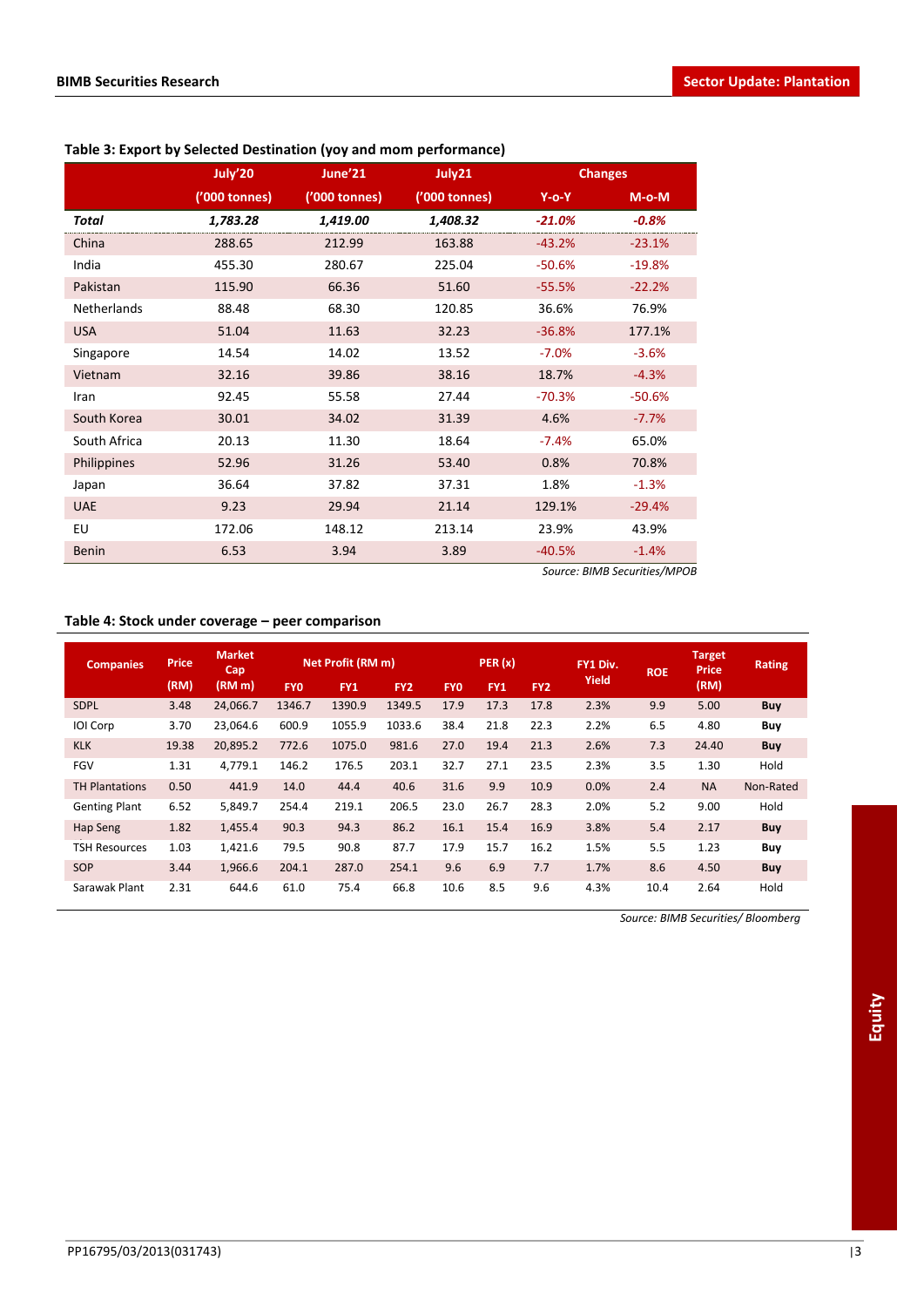**Table 3: Export by Selected Destination (yoy and mom performance)**

| | July'20 | June'21 | July21 | Changes | |
|---|---|---|---|---|---|
| | ('000 tonnes) | ('000 tonnes) | ('000 tonnes) | Y-o-Y | M-o-M |
| ***Total*** | ***1,783.28*** | ***1,419.00*** | ***1,408.32*** | ***-21.0%*** | ***-0.8%*** |
| China | 288.65 | 212.99 | 163.88 | -43.2% | -23.1% |
| India | 455.30 | 280.67 | 225.04 | -50.6% | -19.8% |
| Pakistan | 115.90 | 66.36 | 51.60 | -55.5% | -22.2% |
| Netherlands | 88.48 | 68.30 | 120.85 | 36.6% | 76.9% |
| USA | 51.04 | 11.63 | 32.23 | -36.8% | 177.1% |
| Singapore | 14.54 | 14.02 | 13.52 | -7.0% | -3.6% |
| Vietnam | 32.16 | 39.86 | 38.16 | 18.7% | -4.3% |
| Iran | 92.45 | 55.58 | 27.44 | -70.3% | -50.6% |
| South Korea | 30.01 | 34.02 | 31.39 | 4.6% | -7.7% |
| South Africa | 20.13 | 11.30 | 18.64 | -7.4% | 65.0% |
| Philippines | 52.96 | 31.26 | 53.40 | 0.8% | 70.8% |
| Japan | 36.64 | 37.82 | 37.31 | 1.8% | -1.3% |
| UAE | 9.23 | 29.94 | 21.14 | 129.1% | -29.4% |
| EU | 172.06 | 148.12 | 213.14 | 23.9% | 43.9% |
| Benin | 6.53 | 3.94 | 3.89 | -40.5% | -1.4% |

*Source: BIMB Securities/MPOB*

**Table 4: Stock under coverage – peer comparison**

| Companies | Price | Market Cap | Net Profit (RM m) | | | PER (x) | | | FY1 Div. Yield | ROE | Target Price | Rating |
|---|---|---|---|---|---|---|---|---|---|---|---|---|
| | (RM) | (RM m) | FY0 | FY1 | FY2 | FY0 | FY1 | FY2 | | | (RM) | |
| SDPL | 3.48 | 24,066.7 | 1346.7 | 1390.9 | 1349.5 | 17.9 | 17.3 | 17.8 | 2.3% | 9.9 | 5.00 | **Buy** |
| IOI Corp | 3.70 | 23,064.6 | 600.9 | 1055.9 | 1033.6 | 38.4 | 21.8 | 22.3 | 2.2% | 6.5 | 4.80 | **Buy** |
| KLK | 19.38 | 20,895.2 | 772.6 | 1075.0 | 981.6 | 27.0 | 19.4 | 21.3 | 2.6% | 7.3 | 24.40 | **Buy** |
| FGV | 1.31 | 4,779.1 | 146.2 | 176.5 | 203.1 | 32.7 | 27.1 | 23.5 | 2.3% | 3.5 | 1.30 | Hold |
| TH Plantations | 0.50 | 441.9 | 14.0 | 44.4 | 40.6 | 31.6 | 9.9 | 10.9 | 0.0% | 2.4 | NA | Non-Rated |
| Genting Plant | 6.52 | 5,849.7 | 254.4 | 219.1 | 206.5 | 23.0 | 26.7 | 28.3 | 2.0% | 5.2 | 9.00 | Hold |
| Hap Seng | 1.82 | 1,455.4 | 90.3 | 94.3 | 86.2 | 16.1 | 15.4 | 16.9 | 3.8% | 5.4 | 2.17 | **Buy** |
| TSH Resources | 1.03 | 1,421.6 | 79.5 | 90.8 | 87.7 | 17.9 | 15.7 | 16.2 | 1.5% | 5.5 | 1.23 | **Buy** |
| SOP | 3.44 | 1,966.6 | 204.1 | 287.0 | 254.1 | 9.6 | 6.9 | 7.7 | 1.7% | 8.6 | 4.50 | **Buy** |
| Sarawak Plant | 2.31 | 644.6 | 61.0 | 75.4 | 66.8 | 10.6 | 8.5 | 9.6 | 4.3% | 10.4 | 2.64 | Hold |

*Source: BIMB Securities/ Bloomberg*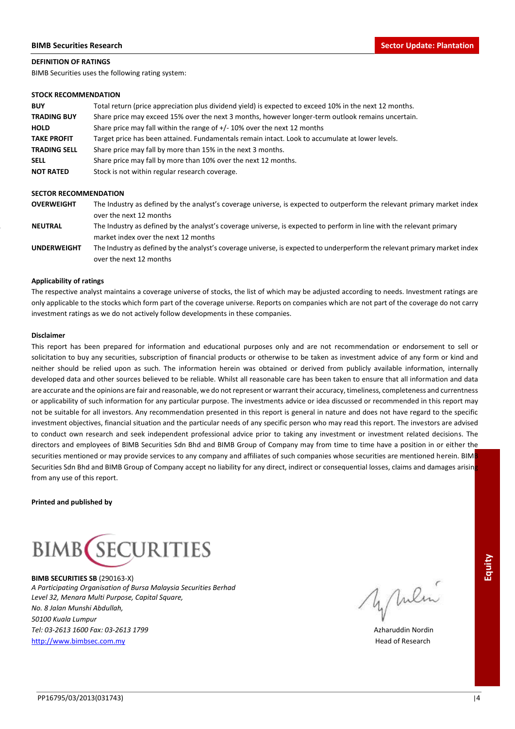## DEFINITION OF RATINGS

BIMB Securities uses the following rating system:

### STOCK RECOMMENDATION

| | |
|---|---|
| **BUY** | Total return (price appreciation plus dividend yield) is expected to exceed 10% in the next 12 months. |
| **TRADING BUY** | Share price may exceed 15% over the next 3 months, however longer-term outlook remains uncertain. |
| **HOLD** | Share price may fall within the range of +/- 10% over the next 12 months |
| **TAKE PROFIT** | Target price has been attained. Fundamentals remain intact. Look to accumulate at lower levels. |
| **TRADING SELL** | Share price may fall by more than 15% in the next 3 months. |
| **SELL** | Share price may fall by more than 10% over the next 12 months. |
| **NOT RATED** | Stock is not within regular research coverage. |

### SECTOR RECOMMENDATION

| | |
|---|---|
| **OVERWEIGHT** | The Industry as defined by the analyst's coverage universe, is expected to outperform the relevant primary market index over the next 12 months |
| **NEUTRAL** | The Industry as defined by the analyst's coverage universe, is expected to perform in line with the relevant primary market index over the next 12 months |
| **UNDERWEIGHT** | The Industry as defined by the analyst's coverage universe, is expected to underperform the relevant primary market index over the next 12 months |

**Applicability of ratings**

The respective analyst maintains a coverage universe of stocks, the list of which may be adjusted according to needs. Investment ratings are only applicable to the stocks which form part of the coverage universe. Reports on companies which are not part of the coverage do not carry investment ratings as we do not actively follow developments in these companies.

**Disclaimer**

This report has been prepared for information and educational purposes only and are not recommendation or endorsement to sell or solicitation to buy any securities, subscription of financial products or otherwise to be taken as investment advice of any form or kind and neither should be relied upon as such. The information herein was obtained or derived from publicly available information, internally developed data and other sources believed to be reliable. Whilst all reasonable care has been taken to ensure that all information and data are accurate and the opinions are fair and reasonable, we do not represent or warrant their accuracy, timeliness, completeness and currentness or applicability of such information for any particular purpose. The investments advice or idea discussed or recommended in this report may not be suitable for all investors. Any recommendation presented in this report is general in nature and does not have regard to the specific investment objectives, financial situation and the particular needs of any specific person who may read this report. The investors are advised to conduct own research and seek independent professional advice prior to taking any investment or investment related decisions. The directors and employees of BIMB Securities Sdn Bhd and BIMB Group of Company may from time to time have a position in or either the securities mentioned or may provide services to any company and affiliates of such companies whose securities are mentioned herein. BIMB Securities Sdn Bhd and BIMB Group of Company accept no liability for any direct, indirect or consequential losses, claims and damages arising from any use of this report.

**Printed and published by**

BIMB SECURITIES

**BIMB SECURITIES SB** (290163-X)
*A Participating Organisation of Bursa Malaysia Securities Berhad*
*Level 32, Menara Multi Purpose, Capital Square,*
*No. 8 Jalan Munshi Abdullah,*
*50100 Kuala Lumpur*
*Tel: 03-2613 1600 Fax: 03-2613 1799*
http://www.bimbsec.com.my

Azharuddin Nordin
Head of Research

PP16795/03/2013(031743)